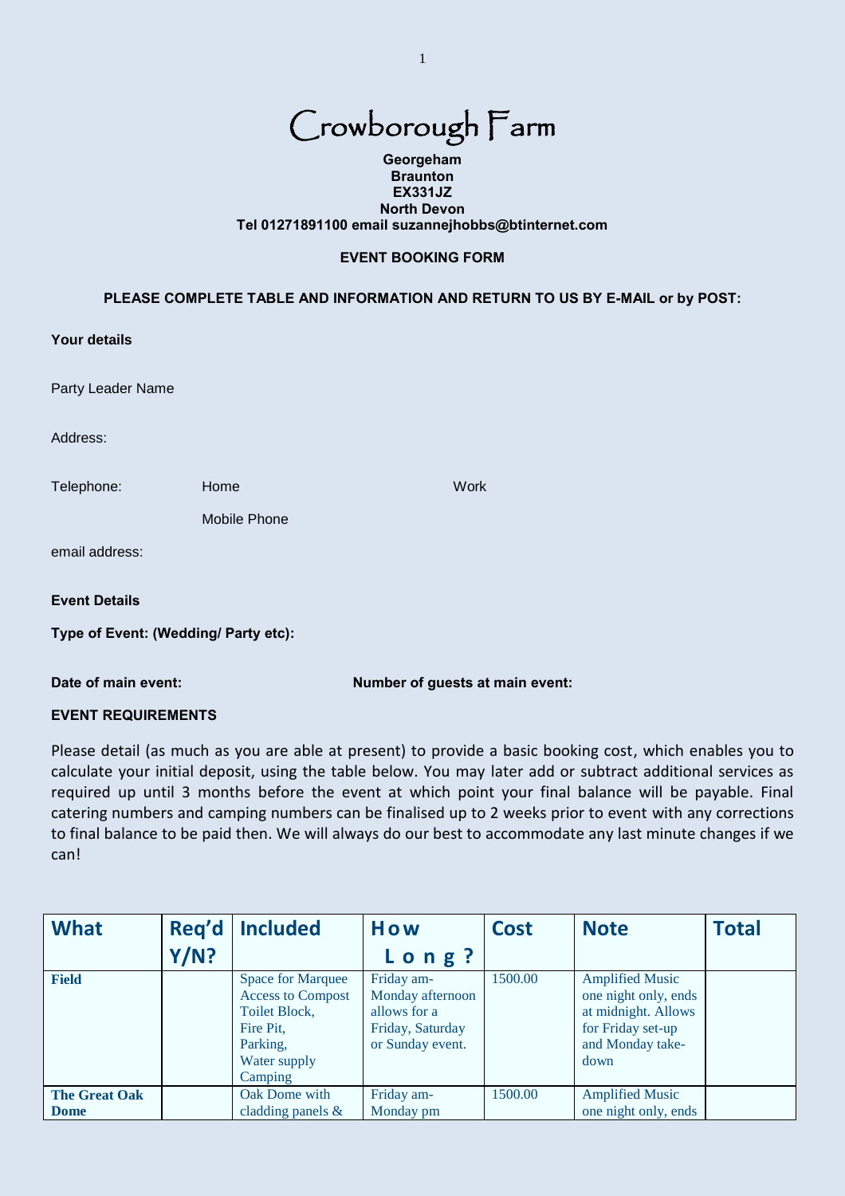# Crowborough Farm

**Georgeham**
**Braunton**
**EX331JZ**
**North Devon**
**Tel 01271891100 email suzannejhobbs@btinternet.com**

**EVENT BOOKING FORM**

**PLEASE COMPLETE TABLE AND INFORMATION AND RETURN TO US BY E-MAIL or by POST:**

**Your details**

Party Leader Name

Address:

Telephone: Home Work

Mobile Phone

email address:

**Event Details**

**Type of Event: (Wedding/ Party etc):**

**Date of main event:** **Number of guests at main event:**

**EVENT REQUIREMENTS**

Please detail (as much as you are able at present) to provide a basic booking cost, which enables you to calculate your initial deposit, using the table below. You may later add or subtract additional services as required up until 3 months before the event at which point your final balance will be payable. Final catering numbers and camping numbers can be finalised up to 2 weeks prior to event with any corrections to final balance to be paid then. We will always do our best to accommodate any last minute changes if we can!

| What | Req'd Y/N? | Included | How Long? | Cost | Note | Total |
|---|---|---|---|---|---|---|
| **Field** | | Space for Marquee Access to Compost Toilet Block, Fire Pit, Parking, Water supply Camping | Friday am-Monday afternoon allows for a Friday, Saturday or Sunday event. | 1500.00 | Amplified Music one night only, ends at midnight. Allows for Friday set-up and Monday take-down | |
| **The Great Oak Dome** | | Oak Dome with cladding panels & | Friday am-Monday pm | 1500.00 | Amplified Music one night only, ends | |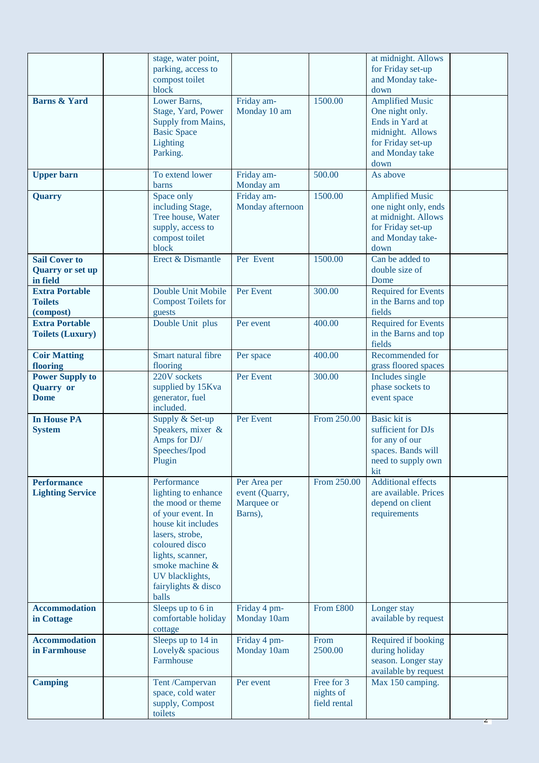| | | | | | | |
|---|---|---|---|---|---|---|
| | | stage, water point, parking, access to compost toilet block | | | at midnight. Allows for Friday set-up and Monday take-down | |
| **Barns & Yard** | | Lower Barns, Stage, Yard, Power Supply from Mains, Basic Space Lighting Parking. | Friday am-Monday 10 am | 1500.00 | Amplified Music One night only. Ends in Yard at midnight. Allows for Friday set-up and Monday take down | |
| **Upper barn** | | To extend lower barns | Friday am-Monday am | 500.00 | As above | |
| **Quarry** | | Space only including Stage, Tree house, Water supply, access to compost toilet block | Friday am-Monday afternoon | 1500.00 | Amplified Music one night only, ends at midnight. Allows for Friday set-up and Monday take-down | |
| **Sail Cover to Quarry or set up in field** | | Erect & Dismantle | Per Event | 1500.00 | Can be added to double size of Dome | |
| **Extra Portable Toilets (compost)** | | Double Unit Mobile Compost Toilets for guests | Per Event | 300.00 | Required for Events in the Barns and top fields | |
| **Extra Portable Toilets (Luxury)** | | Double Unit plus | Per event | 400.00 | Required for Events in the Barns and top fields | |
| **Coir Matting flooring** | | Smart natural fibre flooring | Per space | 400.00 | Recommended for grass floored spaces | |
| **Power Supply to Quarry or Dome** | | 220V sockets supplied by 15Kva generator, fuel included. | Per Event | 300.00 | Includes single phase sockets to event space | |
| **In House PA System** | | Supply & Set-up Speakers, mixer & Amps for DJ/ Speeches/Ipod Plugin | Per Event | From 250.00 | Basic kit is sufficient for DJs for any of our spaces. Bands will need to supply own kit | |
| **Performance Lighting Service** | | Performance lighting to enhance the mood or theme of your event. In house kit includes lasers, strobe, coloured disco lights, scanner, smoke machine & UV blacklights, fairylights & disco balls | Per Area per event (Quarry, Marquee or Barns), | From 250.00 | Additional effects are available. Prices depend on client requirements | |
| **Accommodation in Cottage** | | Sleeps up to 6 in comfortable holiday cottage | Friday 4 pm-Monday 10am | From £800 | Longer stay available by request | |
| **Accommodation in Farmhouse** | | Sleeps up to 14 in Lovely& spacious Farmhouse | Friday 4 pm-Monday 10am | From 2500.00 | Required if booking during holiday season. Longer stay available by request | |
| **Camping** | | Tent /Campervan space, cold water supply, Compost toilets | Per event | Free for 3 nights of field rental | Max 150 camping. | |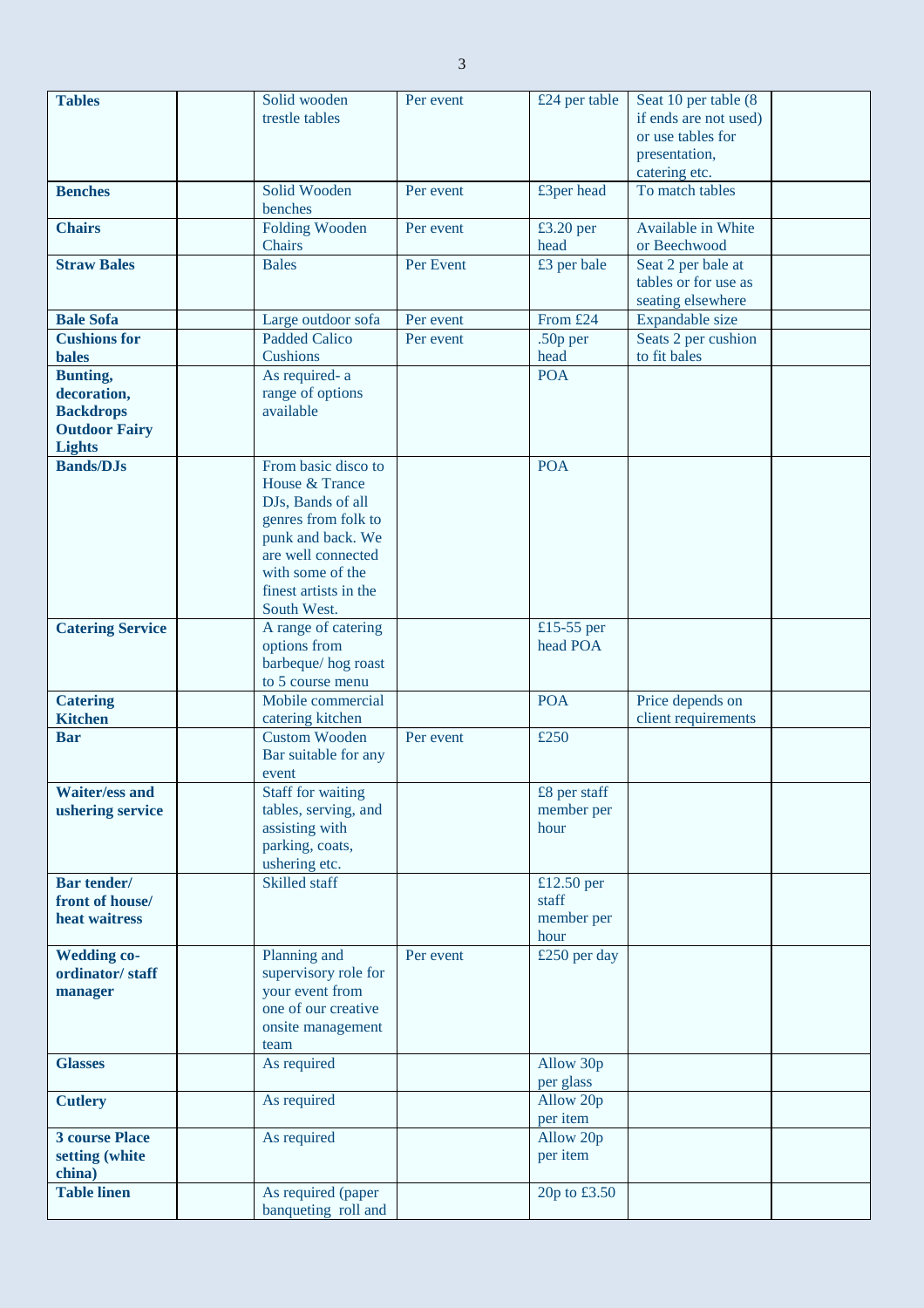| | | | | | | |
|---|---|---|---|---|---|---|
| **Tables** | | Solid wooden trestle tables | Per event | £24 per table | Seat 10 per table (8 if ends are not used) or use tables for presentation, catering etc. | |
| **Benches** | | Solid Wooden benches | Per event | £3per head | To match tables | |
| **Chairs** | | Folding Wooden Chairs | Per event | £3.20 per head | Available in White or Beechwood | |
| **Straw Bales** | | Bales | Per Event | £3 per bale | Seat 2 per bale at tables or for use as seating elsewhere | |
| **Bale Sofa** | | Large outdoor sofa | Per event | From £24 | Expandable size | |
| **Cushions for bales** | | Padded Calico Cushions | Per event | .50p per head | Seats 2 per cushion to fit bales | |
| **Bunting, decoration, Backdrops Outdoor Fairy Lights** | | As required- a range of options available | | POA | | |
| **Bands/DJs** | | From basic disco to House & Trance DJs, Bands of all genres from folk to punk and back. We are well connected with some of the finest artists in the South West. | | POA | | |
| **Catering Service** | | A range of catering options from barbeque/ hog roast to 5 course menu | | £15-55 per head POA | | |
| **Catering Kitchen** | | Mobile commercial catering kitchen | | POA | Price depends on client requirements | |
| **Bar** | | Custom Wooden Bar suitable for any event | Per event | £250 | | |
| **Waiter/ess and ushering service** | | Staff for waiting tables, serving, and assisting with parking, coats, ushering etc. | | £8 per staff member per hour | | |
| **Bar tender/ front of house/ heat waitress** | | Skilled staff | | £12.50 per staff member per hour | | |
| **Wedding co-ordinator/ staff manager** | | Planning and supervisory role for your event from one of our creative onsite management team | Per event | £250 per day | | |
| **Glasses** | | As required | | Allow 30p per glass | | |
| **Cutlery** | | As required | | Allow 20p per item | | |
| **3 course Place setting (white china)** | | As required | | Allow 20p per item | | |
| **Table linen** | | As required (paper banqueting roll and | | 20p to £3.50 | | |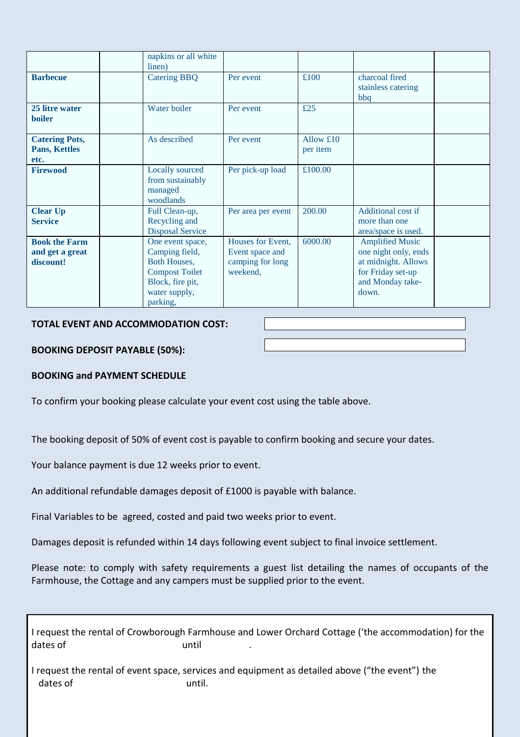| | | | | | | |
|---|---|---|---|---|---|---|
| | | napkins or all white linen) | | | | |
| **Barbecue** | | Catering BBQ | Per event | £100 | charcoal fired stainless catering bbq | |
| **25 litre water boiler** | | Water boiler | Per event | £25 | | |
| **Catering Pots, Pans, Kettles etc.** | | As described | Per event | Allow £10 per item | | |
| **Firewood** | | Locally sourced from sustainably managed woodlands | Per pick-up load | £100.00 | | |
| **Clear Up Service** | | Full Clean-up, Recycling and Disposal Service | Per area per event | 200.00 | Additional cost if more than one area/space is used. | |
| **Book the Farm and get a great discount!** | | One event space, Camping field, Both Houses, Compost Toilet Block, fire pit, water supply, parking, | Houses for Event, Event space and camping for long weekend, | 6000.00 | Amplified Music one night only, ends at midnight. Allows for Friday set-up and Monday take-down. | |

**TOTAL EVENT AND ACCOMMODATION COST:**

**BOOKING DEPOSIT PAYABLE (50%):**

**BOOKING and PAYMENT SCHEDULE**

To confirm your booking please calculate your event cost using the table above.

The booking deposit of 50% of event cost is payable to confirm booking and secure your dates.

Your balance payment is due 12 weeks prior to event.

An additional refundable damages deposit of £1000 is payable with balance.

Final Variables to be agreed, costed and paid two weeks prior to event.

Damages deposit is refunded within 14 days following event subject to final invoice settlement.

Please note: to comply with safety requirements a guest list detailing the names of occupants of the Farmhouse, the Cottage and any campers must be supplied prior to the event.

I request the rental of Crowborough Farmhouse and Lower Orchard Cottage ('the accommodation) for the dates of until .

I request the rental of event space, services and equipment as detailed above ("the event") the dates of until.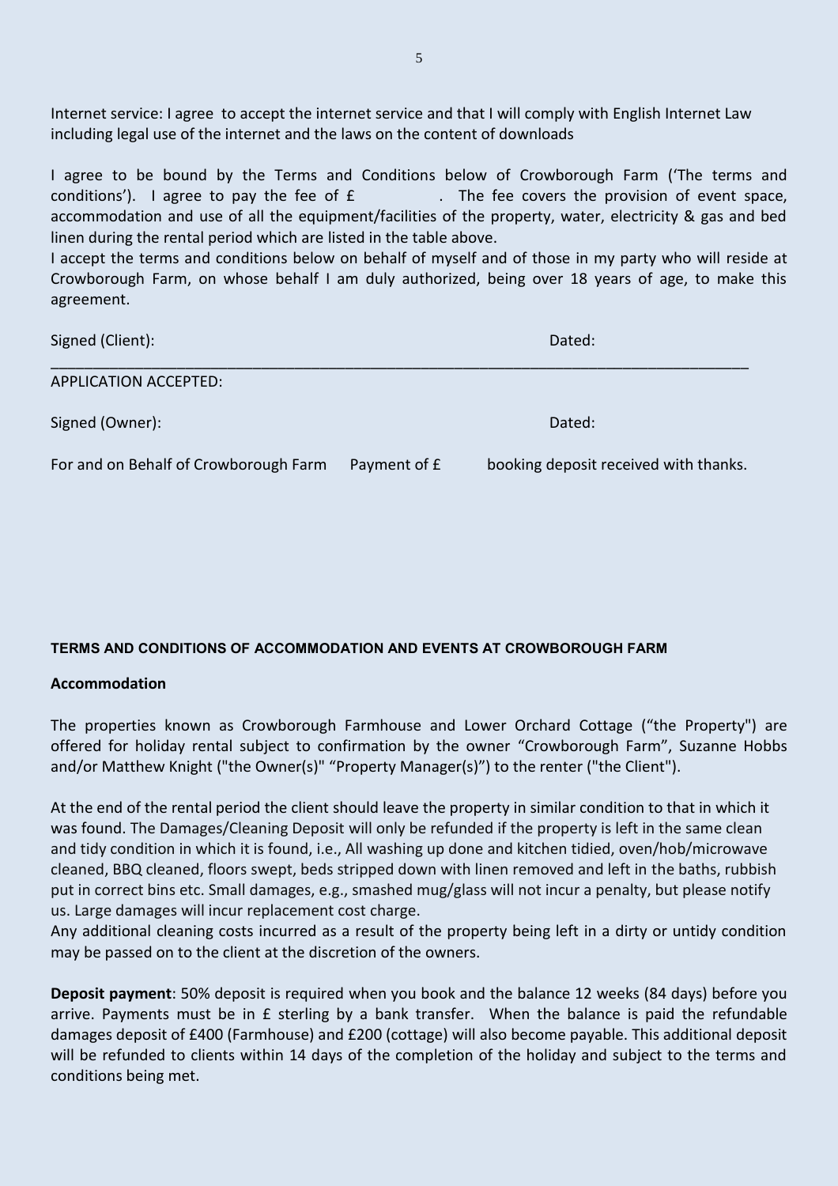Internet service: I agree  to accept the internet service and that I will comply with English Internet Law including legal use of the internet and the laws on the content of downloads

I agree to be bound by the Terms and Conditions below of Crowborough Farm ('The terms and conditions'). I agree to pay the fee of £ . The fee covers the provision of event space, accommodation and use of all the equipment/facilities of the property, water, electricity & gas and bed linen during the rental period which are listed in the table above.
I accept the terms and conditions below on behalf of myself and of those in my party who will reside at Crowborough Farm, on whose behalf I am duly authorized, being over 18 years of age, to make this agreement.

Signed (Client): Dated:

---

APPLICATION ACCEPTED:

Signed (Owner): Dated:

For and on Behalf of Crowborough Farm  Payment of £  booking deposit received with thanks.

**TERMS AND CONDITIONS OF ACCOMMODATION AND EVENTS AT CROWBOROUGH FARM**

**Accommodation**

The properties known as Crowborough Farmhouse and Lower Orchard Cottage ("the Property") are offered for holiday rental subject to confirmation by the owner "Crowborough Farm", Suzanne Hobbs and/or Matthew Knight ("the Owner(s)" "Property Manager(s)") to the renter ("the Client").

At the end of the rental period the client should leave the property in similar condition to that in which it was found. The Damages/Cleaning Deposit will only be refunded if the property is left in the same clean and tidy condition in which it is found, i.e., All washing up done and kitchen tidied, oven/hob/microwave cleaned, BBQ cleaned, floors swept, beds stripped down with linen removed and left in the baths, rubbish put in correct bins etc. Small damages, e.g., smashed mug/glass will not incur a penalty, but please notify us. Large damages will incur replacement cost charge.
Any additional cleaning costs incurred as a result of the property being left in a dirty or untidy condition may be passed on to the client at the discretion of the owners.

**Deposit payment**: 50% deposit is required when you book and the balance 12 weeks (84 days) before you arrive. Payments must be in £ sterling by a bank transfer. When the balance is paid the refundable damages deposit of £400 (Farmhouse) and £200 (cottage) will also become payable. This additional deposit will be refunded to clients within 14 days of the completion of the holiday and subject to the terms and conditions being met.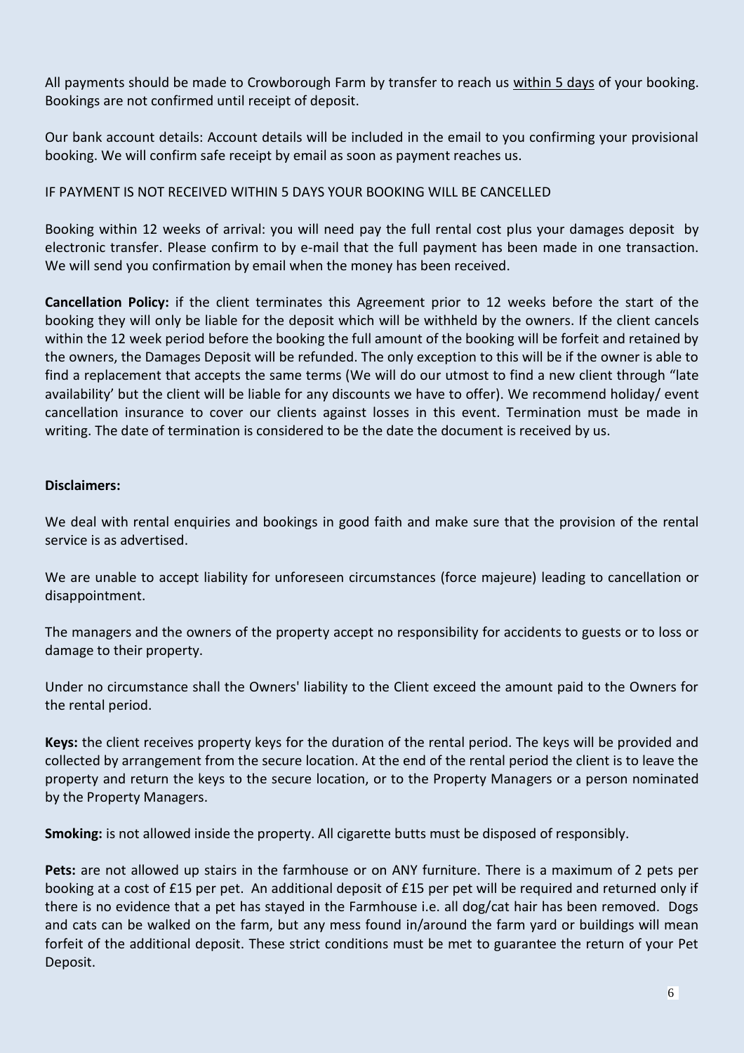All payments should be made to Crowborough Farm by transfer to reach us <u>within 5 days</u> of your booking. Bookings are not confirmed until receipt of deposit.

Our bank account details: Account details will be included in the email to you confirming your provisional booking. We will confirm safe receipt by email as soon as payment reaches us.

IF PAYMENT IS NOT RECEIVED WITHIN 5 DAYS YOUR BOOKING WILL BE CANCELLED

Booking within 12 weeks of arrival: you will need pay the full rental cost plus your damages deposit by electronic transfer. Please confirm to by e-mail that the full payment has been made in one transaction. We will send you confirmation by email when the money has been received.

**Cancellation Policy:** if the client terminates this Agreement prior to 12 weeks before the start of the booking they will only be liable for the deposit which will be withheld by the owners. If the client cancels within the 12 week period before the booking the full amount of the booking will be forfeit and retained by the owners, the Damages Deposit will be refunded. The only exception to this will be if the owner is able to find a replacement that accepts the same terms (We will do our utmost to find a new client through "late availability' but the client will be liable for any discounts we have to offer). We recommend holiday/ event cancellation insurance to cover our clients against losses in this event. Termination must be made in writing. The date of termination is considered to be the date the document is received by us.

**Disclaimers:**

We deal with rental enquiries and bookings in good faith and make sure that the provision of the rental service is as advertised.

We are unable to accept liability for unforeseen circumstances (force majeure) leading to cancellation or disappointment.

The managers and the owners of the property accept no responsibility for accidents to guests or to loss or damage to their property.

Under no circumstance shall the Owners' liability to the Client exceed the amount paid to the Owners for the rental period.

**Keys:** the client receives property keys for the duration of the rental period. The keys will be provided and collected by arrangement from the secure location. At the end of the rental period the client is to leave the property and return the keys to the secure location, or to the Property Managers or a person nominated by the Property Managers.

**Smoking:** is not allowed inside the property. All cigarette butts must be disposed of responsibly.

**Pets:** are not allowed up stairs in the farmhouse or on ANY furniture. There is a maximum of 2 pets per booking at a cost of £15 per pet. An additional deposit of £15 per pet will be required and returned only if there is no evidence that a pet has stayed in the Farmhouse i.e. all dog/cat hair has been removed. Dogs and cats can be walked on the farm, but any mess found in/around the farm yard or buildings will mean forfeit of the additional deposit. These strict conditions must be met to guarantee the return of your Pet Deposit.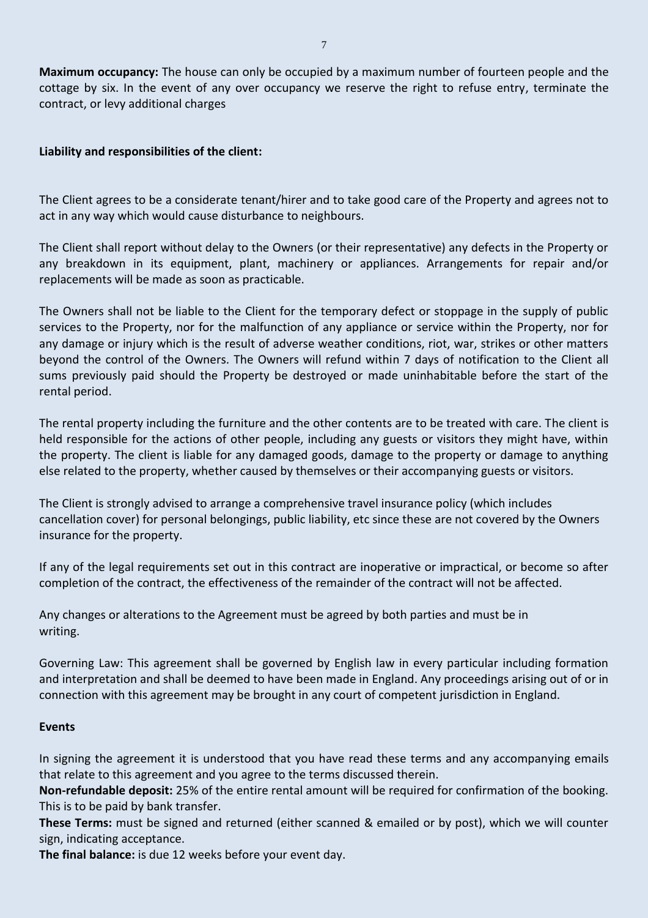**Maximum occupancy:** The house can only be occupied by a maximum number of fourteen people and the cottage by six. In the event of any over occupancy we reserve the right to refuse entry, terminate the contract, or levy additional charges

**Liability and responsibilities of the client:**

The Client agrees to be a considerate tenant/hirer and to take good care of the Property and agrees not to act in any way which would cause disturbance to neighbours.

The Client shall report without delay to the Owners (or their representative) any defects in the Property or any breakdown in its equipment, plant, machinery or appliances. Arrangements for repair and/or replacements will be made as soon as practicable.

The Owners shall not be liable to the Client for the temporary defect or stoppage in the supply of public services to the Property, nor for the malfunction of any appliance or service within the Property, nor for any damage or injury which is the result of adverse weather conditions, riot, war, strikes or other matters beyond the control of the Owners. The Owners will refund within 7 days of notification to the Client all sums previously paid should the Property be destroyed or made uninhabitable before the start of the rental period.

The rental property including the furniture and the other contents are to be treated with care. The client is held responsible for the actions of other people, including any guests or visitors they might have, within the property. The client is liable for any damaged goods, damage to the property or damage to anything else related to the property, whether caused by themselves or their accompanying guests or visitors.

The Client is strongly advised to arrange a comprehensive travel insurance policy (which includes cancellation cover) for personal belongings, public liability, etc since these are not covered by the Owners insurance for the property.

If any of the legal requirements set out in this contract are inoperative or impractical, or become so after completion of the contract, the effectiveness of the remainder of the contract will not be affected.

Any changes or alterations to the Agreement must be agreed by both parties and must be in writing.

Governing Law: This agreement shall be governed by English law in every particular including formation and interpretation and shall be deemed to have been made in England. Any proceedings arising out of or in connection with this agreement may be brought in any court of competent jurisdiction in England.

**Events**

In signing the agreement it is understood that you have read these terms and any accompanying emails that relate to this agreement and you agree to the terms discussed therein.

**Non-refundable deposit:** 25% of the entire rental amount will be required for confirmation of the booking. This is to be paid by bank transfer.

**These Terms:** must be signed and returned (either scanned & emailed or by post), which we will counter sign, indicating acceptance.

**The final balance:** is due 12 weeks before your event day.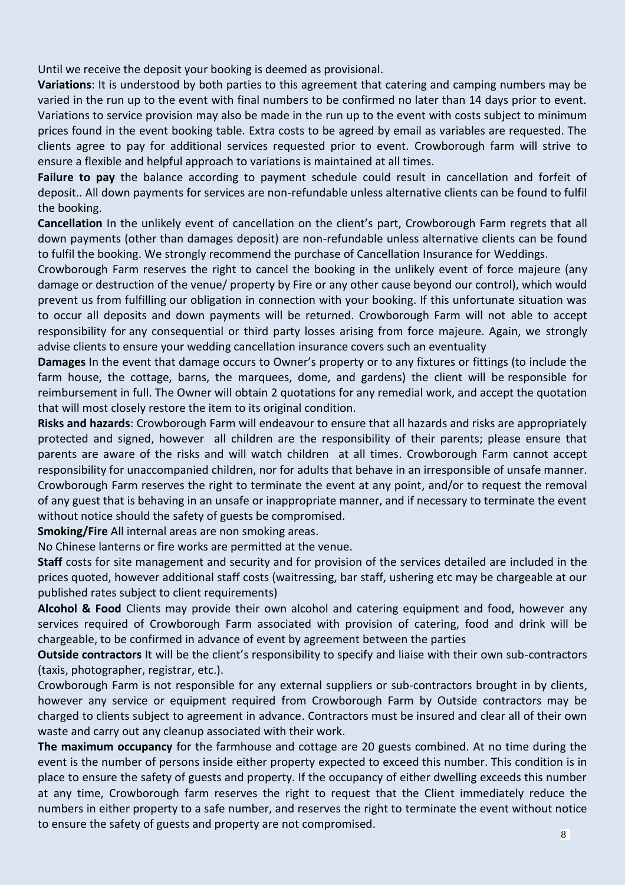Until we receive the deposit your booking is deemed as provisional.

**Variations**: It is understood by both parties to this agreement that catering and camping numbers may be varied in the run up to the event with final numbers to be confirmed no later than 14 days prior to event. Variations to service provision may also be made in the run up to the event with costs subject to minimum prices found in the event booking table. Extra costs to be agreed by email as variables are requested. The clients agree to pay for additional services requested prior to event. Crowborough farm will strive to ensure a flexible and helpful approach to variations is maintained at all times.

**Failure to pay** the balance according to payment schedule could result in cancellation and forfeit of deposit.. All down payments for services are non-refundable unless alternative clients can be found to fulfil the booking.

**Cancellation** In the unlikely event of cancellation on the client's part, Crowborough Farm regrets that all down payments (other than damages deposit) are non-refundable unless alternative clients can be found to fulfil the booking. We strongly recommend the purchase of Cancellation Insurance for Weddings.

Crowborough Farm reserves the right to cancel the booking in the unlikely event of force majeure (any damage or destruction of the venue/ property by Fire or any other cause beyond our control), which would prevent us from fulfilling our obligation in connection with your booking. If this unfortunate situation was to occur all deposits and down payments will be returned. Crowborough Farm will not able to accept responsibility for any consequential or third party losses arising from force majeure. Again, we strongly advise clients to ensure your wedding cancellation insurance covers such an eventuality

**Damages** In the event that damage occurs to Owner's property or to any fixtures or fittings (to include the farm house, the cottage, barns, the marquees, dome, and gardens) the client will be responsible for reimbursement in full. The Owner will obtain 2 quotations for any remedial work, and accept the quotation that will most closely restore the item to its original condition.

**Risks and hazards**: Crowborough Farm will endeavour to ensure that all hazards and risks are appropriately protected and signed, however all children are the responsibility of their parents; please ensure that parents are aware of the risks and will watch children at all times. Crowborough Farm cannot accept responsibility for unaccompanied children, nor for adults that behave in an irresponsible of unsafe manner. Crowborough Farm reserves the right to terminate the event at any point, and/or to request the removal of any guest that is behaving in an unsafe or inappropriate manner, and if necessary to terminate the event without notice should the safety of guests be compromised.

**Smoking/Fire** All internal areas are non smoking areas.

No Chinese lanterns or fire works are permitted at the venue.

**Staff** costs for site management and security and for provision of the services detailed are included in the prices quoted, however additional staff costs (waitressing, bar staff, ushering etc may be chargeable at our published rates subject to client requirements)

**Alcohol & Food** Clients may provide their own alcohol and catering equipment and food, however any services required of Crowborough Farm associated with provision of catering, food and drink will be chargeable, to be confirmed in advance of event by agreement between the parties

**Outside contractors** It will be the client's responsibility to specify and liaise with their own sub-contractors (taxis, photographer, registrar, etc.).

Crowborough Farm is not responsible for any external suppliers or sub-contractors brought in by clients, however any service or equipment required from Crowborough Farm by Outside contractors may be charged to clients subject to agreement in advance. Contractors must be insured and clear all of their own waste and carry out any cleanup associated with their work.

**The maximum occupancy** for the farmhouse and cottage are 20 guests combined. At no time during the event is the number of persons inside either property expected to exceed this number. This condition is in place to ensure the safety of guests and property. If the occupancy of either dwelling exceeds this number at any time, Crowborough farm reserves the right to request that the Client immediately reduce the numbers in either property to a safe number, and reserves the right to terminate the event without notice to ensure the safety of guests and property are not compromised.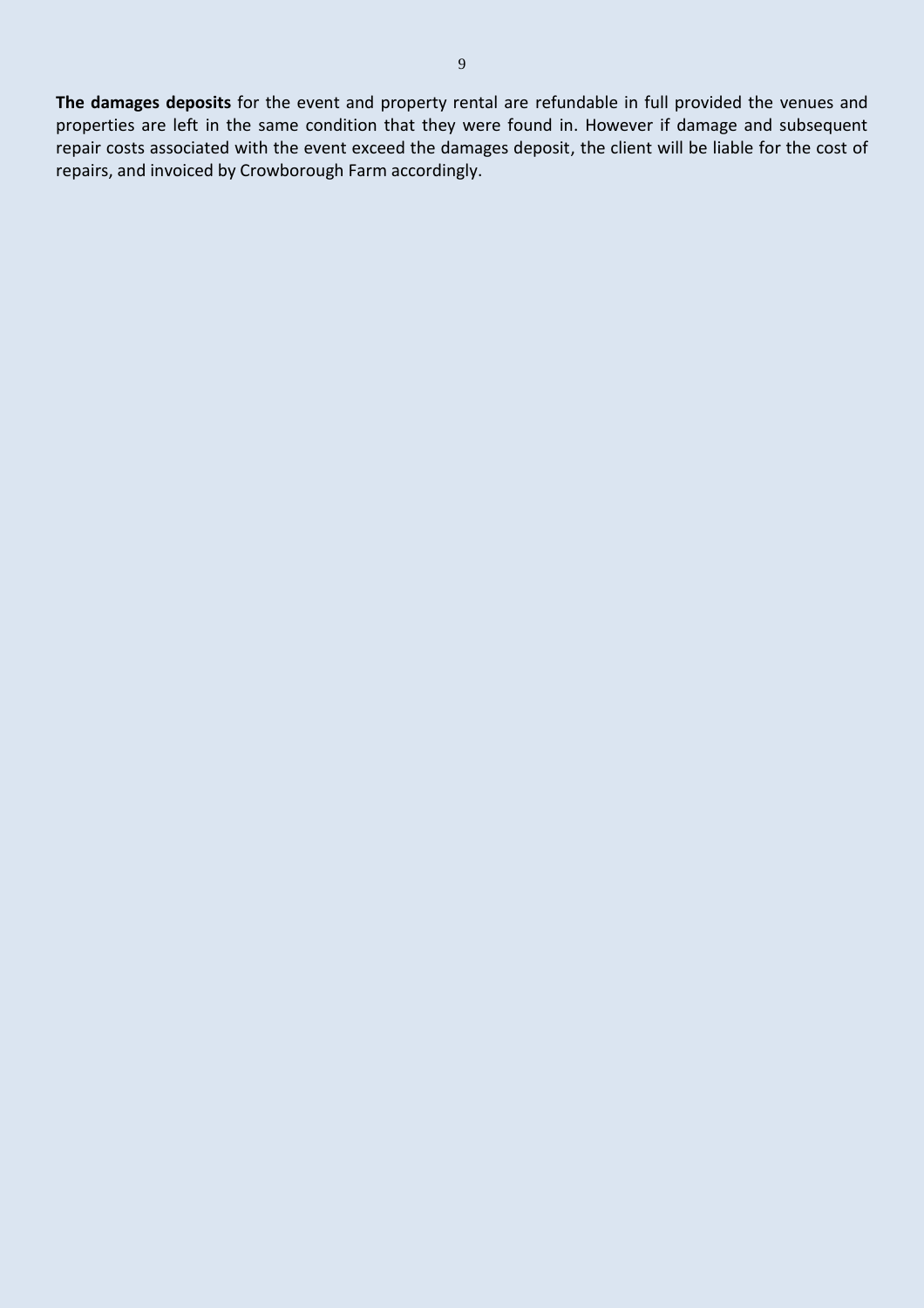**The damages deposits** for the event and property rental are refundable in full provided the venues and properties are left in the same condition that they were found in. However if damage and subsequent repair costs associated with the event exceed the damages deposit, the client will be liable for the cost of repairs, and invoiced by Crowborough Farm accordingly.